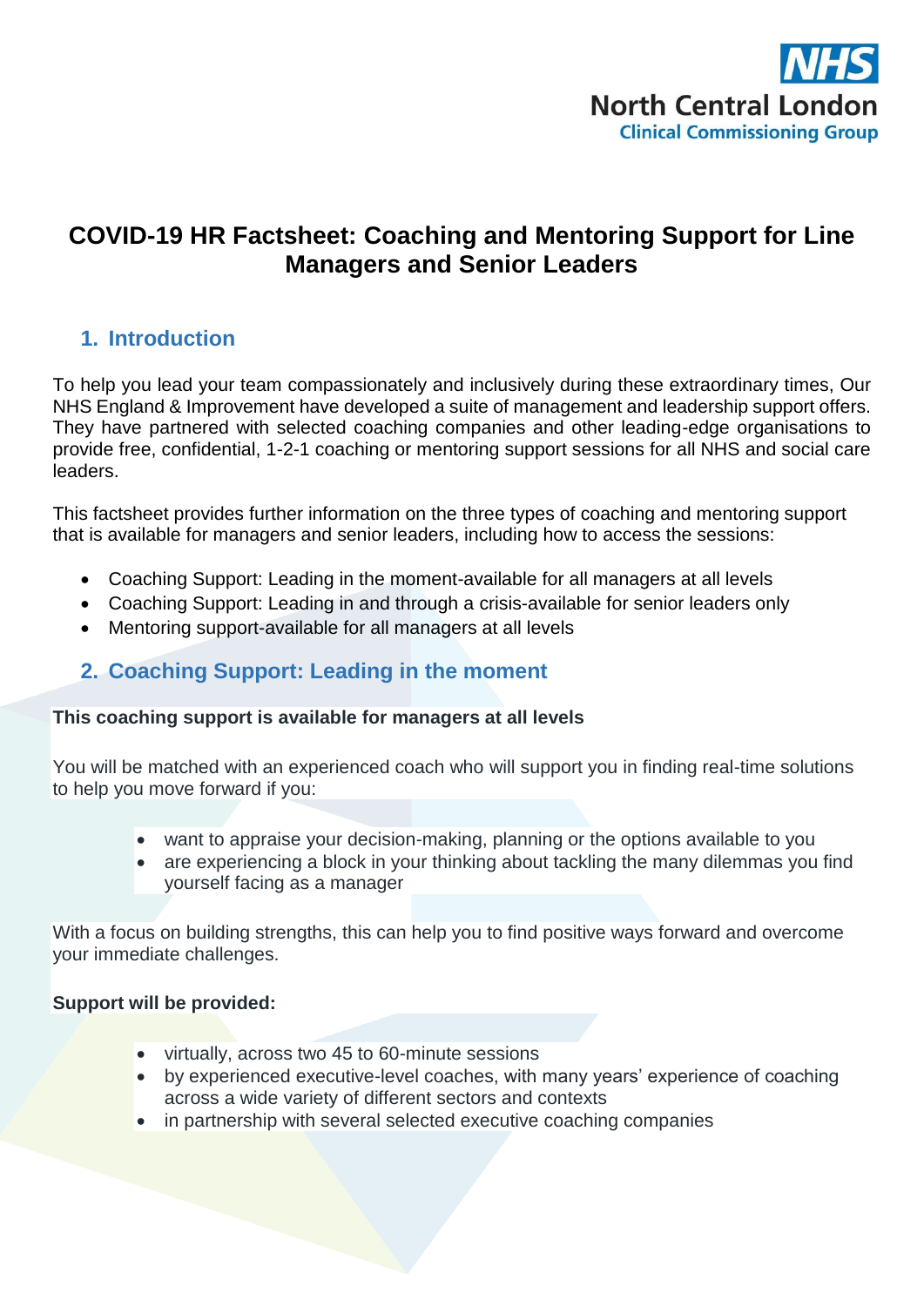NHS
North Central London
Clinical Commissioning Group

# COVID-19 HR Factsheet: Coaching and Mentoring Support for Line Managers and Senior Leaders

## 1. Introduction

To help you lead your team compassionately and inclusively during these extraordinary times, Our NHS England & Improvement have developed a suite of management and leadership support offers. They have partnered with selected coaching companies and other leading-edge organisations to provide free, confidential, 1-2-1 coaching or mentoring support sessions for all NHS and social care leaders.

This factsheet provides further information on the three types of coaching and mentoring support that is available for managers and senior leaders, including how to access the sessions:

- Coaching Support: Leading in the moment-available for all managers at all levels
- Coaching Support: Leading in and through a crisis-available for senior leaders only
- Mentoring support-available for all managers at all levels

## 2. Coaching Support: Leading in the moment

**This coaching support is available for managers at all levels**

You will be matched with an experienced coach who will support you in finding real-time solutions to help you move forward if you:

- want to appraise your decision-making, planning or the options available to you
- are experiencing a block in your thinking about tackling the many dilemmas you find yourself facing as a manager

With a focus on building strengths, this can help you to find positive ways forward and overcome your immediate challenges.

**Support will be provided:**

- virtually, across two 45 to 60-minute sessions
- by experienced executive-level coaches, with many years' experience of coaching across a wide variety of different sectors and contexts
- in partnership with several selected executive coaching companies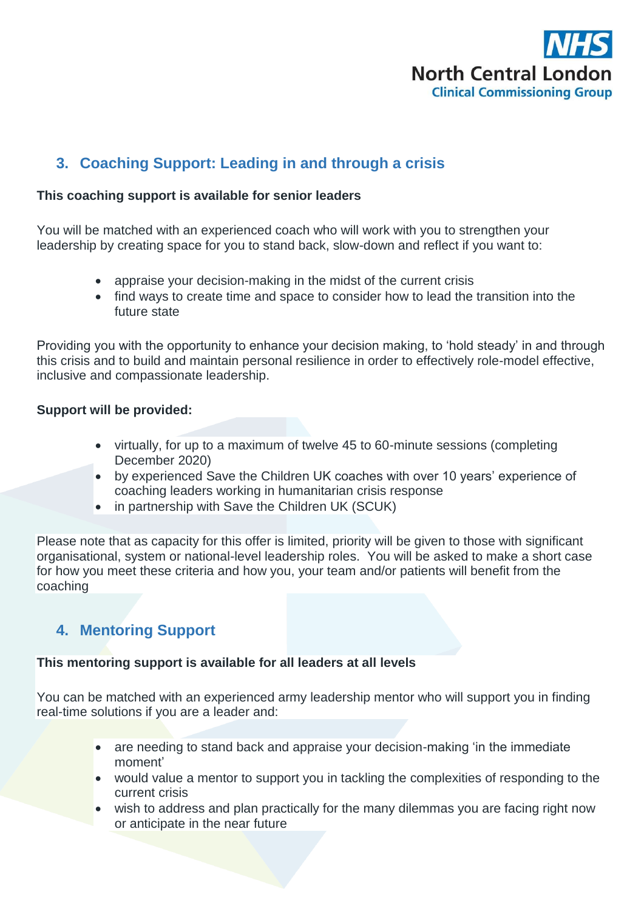## 3. Coaching Support: Leading in and through a crisis

**This coaching support is available for senior leaders**

You will be matched with an experienced coach who will work with you to strengthen your leadership by creating space for you to stand back, slow-down and reflect if you want to:

- appraise your decision-making in the midst of the current crisis
- find ways to create time and space to consider how to lead the transition into the future state

Providing you with the opportunity to enhance your decision making, to 'hold steady' in and through this crisis and to build and maintain personal resilience in order to effectively role-model effective, inclusive and compassionate leadership.

**Support will be provided:**

- virtually, for up to a maximum of twelve 45 to 60-minute sessions (completing December 2020)
- by experienced Save the Children UK coaches with over 10 years' experience of coaching leaders working in humanitarian crisis response
- in partnership with Save the Children UK (SCUK)

Please note that as capacity for this offer is limited, priority will be given to those with significant organisational, system or national-level leadership roles. You will be asked to make a short case for how you meet these criteria and how you, your team and/or patients will benefit from the coaching

## 4. Mentoring Support

**This mentoring support is available for all leaders at all levels**

You can be matched with an experienced army leadership mentor who will support you in finding real-time solutions if you are a leader and:

- are needing to stand back and appraise your decision-making 'in the immediate moment'
- would value a mentor to support you in tackling the complexities of responding to the current crisis
- wish to address and plan practically for the many dilemmas you are facing right now or anticipate in the near future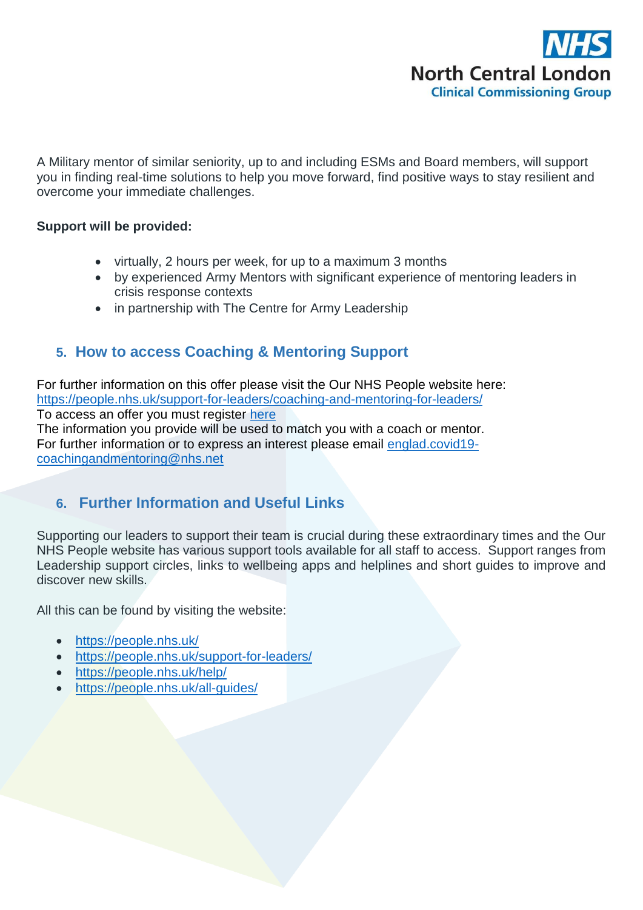A Military mentor of similar seniority, up to and including ESMs and Board members, will support you in finding real-time solutions to help you move forward, find positive ways to stay resilient and overcome your immediate challenges.

**Support will be provided:**

- virtually, 2 hours per week, for up to a maximum 3 months
- by experienced Army Mentors with significant experience of mentoring leaders in crisis response contexts
- in partnership with The Centre for Army Leadership

## 5. How to access Coaching & Mentoring Support

For further information on this offer please visit the Our NHS People website here: https://people.nhs.uk/support-for-leaders/coaching-and-mentoring-for-leaders/
To access an offer you must register here
The information you provide will be used to match you with a coach or mentor.
For further information or to express an interest please email englad.covid19-coachingandmentoring@nhs.net

## 6. Further Information and Useful Links

Supporting our leaders to support their team is crucial during these extraordinary times and the Our NHS People website has various support tools available for all staff to access. Support ranges from Leadership support circles, links to wellbeing apps and helplines and short guides to improve and discover new skills.

All this can be found by visiting the website:

- https://people.nhs.uk/
- https://people.nhs.uk/support-for-leaders/
- https://people.nhs.uk/help/
- https://people.nhs.uk/all-guides/